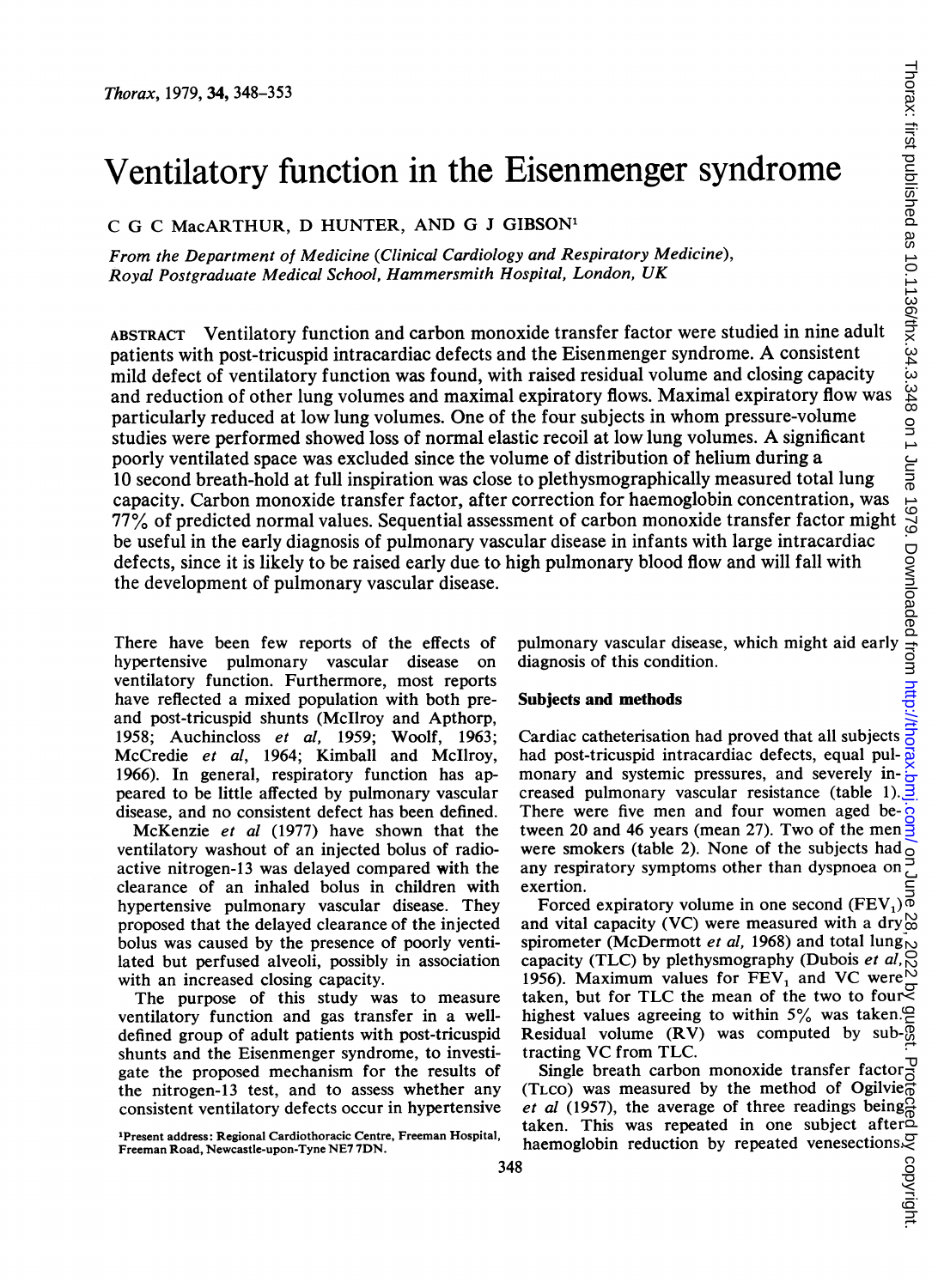# Ventilatory function in the Eisenmenger syndrome

C G C MacARTHUR, D HUNTER, AND G J GIBSON[1]

*From the Department of Medicine (Clinical Cardiology and Respiratory Medicine), Royal Postgraduate Medical School, Hammersmith Hospital, London, UK*

ABSTRACT Ventilatory function and carbon monoxide transfer factor were studied in nine adult patients with post-tricuspid intracardiac defects and the Eisenmenger syndrome. A consistent mild defect of ventilatory function was found, with raised residual volume and closing capacity and reduction of other lung volumes and maximal expiratory flows. Maximal expiratory flow was particularly reduced at low lung volumes. One of the four subjects in whom pressure-volume studies were performed showed loss of normal elastic recoil at low lung volumes. A significant poorly ventilated space was excluded since the volume of distribution of helium during a 10 second breath-hold at full inspiration was close to plethysmographically measured total lung capacity. Carbon monoxide transfer factor, after correction for haemoglobin concentration, was 77% of predicted normal values. Sequential assessment of carbon monoxide transfer factor might be useful in the early diagnosis of pulmonary vascular disease in infants with large intracardiac defects, since it is likely to be raised early due to high pulmonary blood flow and will fall with the development of pulmonary vascular disease.

There have been few reports of the effects of hypertensive pulmonary vascular disease on ventilatory function. Furthermore, most reports have reflected a mixed population with both pre- and post-tricuspid shunts (McIlroy and Apthorp, 1958; Auchincloss *et al*, 1959; Woolf, 1963; McCredie *et al*, 1964; Kimball and McIlroy, 1966). In general, respiratory function has appeared to be little affected by pulmonary vascular disease, and no consistent defect has been defined.

McKenzie *et al* (1977) have shown that the ventilatory washout of an injected bolus of radioactive nitrogen-13 was delayed compared with the clearance of an inhaled bolus in children with hypertensive pulmonary vascular disease. They proposed that the delayed clearance of the injected bolus was caused by the presence of poorly ventilated but perfused alveoli, possibly in association with an increased closing capacity.

The purpose of this study was to measure ventilatory function and gas transfer in a well-defined group of adult patients with post-tricuspid shunts and the Eisenmenger syndrome, to investigate the proposed mechanism for the results of the nitrogen-13 test, and to assess whether any consistent ventilatory defects occur in hypertensive pulmonary vascular disease, which might aid early diagnosis of this condition.

[1]Present address: Regional Cardiothoracic Centre, Freeman Hospital, Freeman Road, Newcastle-upon-Tyne NE7 7DN.

## Subjects and methods

Cardiac catheterisation had proved that all subjects had post-tricuspid intracardiac defects, equal pulmonary and systemic pressures, and severely increased pulmonary vascular resistance (table 1). There were five men and four women aged between 20 and 46 years (mean 27). Two of the men were smokers (table 2). None of the subjects had any respiratory symptoms other than dyspnoea on exertion.

Forced expiratory volume in one second ($FEV_1$) and vital capacity (VC) were measured with a dry spirometer (McDermott *et al*, 1968) and total lung capacity (TLC) by plethysmography (Dubois *et al*, 1956). Maximum values for $FEV_1$ and VC were taken, but for TLC the mean of the two to four highest values agreeing to within 5% was taken. Residual volume (RV) was computed by subtracting VC from TLC.

Single breath carbon monoxide transfer factor ($T_{LCO}$) was measured by the method of Ogilvie *et al* (1957), the average of three readings being taken. This was repeated in one subject after haemoglobin reduction by repeated venesections.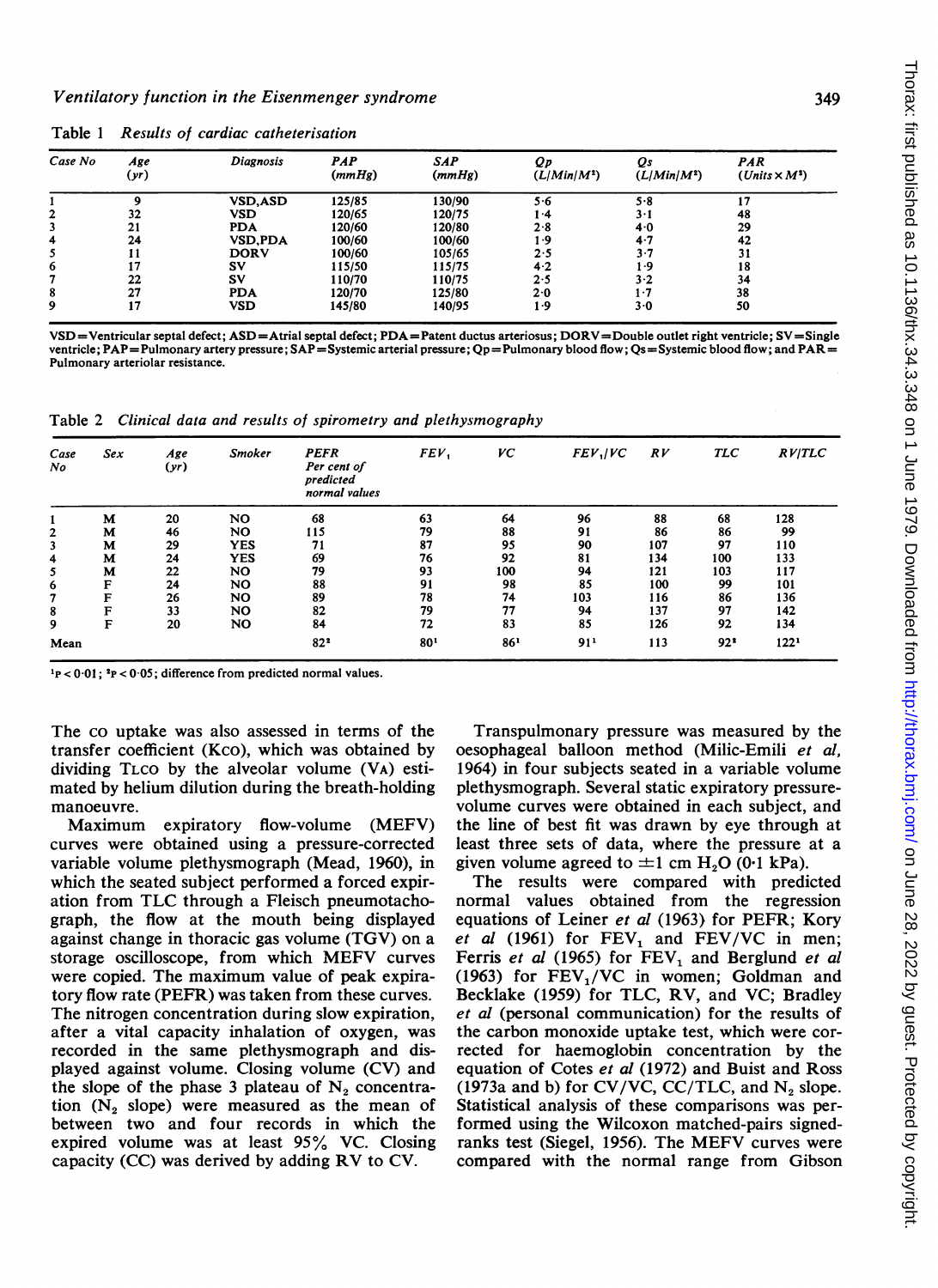Table 1 *Results of cardiac catheterisation*

| Case No | Age (yr) | Diagnosis | PAP (mmHg) | SAP (mmHg) | Qp ($L/Min/M^2$) | Qs ($L/Min/M^2$) | PAR (Units × $M^2$) |
|---|---|---|---|---|---|---|---|
| 1 | 9 | VSD,ASD | 125/85 | 130/90 | 5·6 | 5·8 | 17 |
| 2 | 32 | VSD | 120/65 | 120/75 | 1·4 | 3·1 | 48 |
| 3 | 21 | PDA | 120/60 | 120/80 | 2·8 | 4·0 | 29 |
| 4 | 24 | VSD,PDA | 100/60 | 100/60 | 1·9 | 4·7 | 42 |
| 5 | 11 | DORV | 100/60 | 105/65 | 2·5 | 3·7 | 31 |
| 6 | 17 | SV | 115/50 | 115/75 | 4·2 | 1·9 | 18 |
| 7 | 22 | SV | 110/70 | 110/75 | 2·5 | 3·2 | 34 |
| 8 | 27 | PDA | 120/70 | 125/80 | 2·0 | 1·7 | 38 |
| 9 | 17 | VSD | 145/80 | 140/95 | 1·9 | 3·0 | 50 |

VSD = Ventricular septal defect; ASD = Atrial septal defect; PDA = Patent ductus arteriosus; DORV = Double outlet right ventricle; SV = Single ventricle; PAP = Pulmonary artery pressure; SAP = Systemic arterial pressure; Qp = Pulmonary blood flow; Qs = Systemic blood flow; and PAR = Pulmonary arteriolar resistance.

Table 2 *Clinical data and results of spirometry and plethysmography*

| Case No | Sex | Age (yr) | Smoker | PEFR Per cent of predicted normal values | $FEV_1$ | VC | $FEV_1/VC$ | RV | TLC | RV/TLC |
|---|---|---|---|---|---|---|---|---|---|---|
| 1 | M | 20 | NO | 68 | 63 | 64 | 96 | 88 | 68 | 128 |
| 2 | M | 46 | NO | 115 | 79 | 88 | 91 | 86 | 86 | 99 |
| 3 | M | 29 | YES | 71 | 87 | 95 | 90 | 107 | 97 | 110 |
| 4 | M | 24 | YES | 69 | 76 | 92 | 81 | 134 | 100 | 133 |
| 5 | M | 22 | NO | 79 | 93 | 100 | 94 | 121 | 103 | 117 |
| 6 | F | 24 | NO | 88 | 91 | 98 | 85 | 100 | 99 | 101 |
| 7 | F | 26 | NO | 89 | 78 | 74 | 103 | 116 | 86 | 136 |
| 8 | F | 33 | NO | 82 | 79 | 77 | 94 | 137 | 97 | 142 |
| 9 | F | 20 | NO | 84 | 72 | 83 | 85 | 126 | 92 | 134 |
| Mean | | | | 82[2] | 80[1] | 86[1] | 91[1] | 113 | 92[2] | 122[1] |

[1] $p < 0.01$; [2] $p < 0.05$; difference from predicted normal values.

The CO uptake was also assessed in terms of the transfer coefficient (KCO), which was obtained by dividing TLCO by the alveolar volume (VA) estimated by helium dilution during the breath-holding manoeuvre.

Maximum expiratory flow-volume (MEFV) curves were obtained using a pressure-corrected variable volume plethysmograph (Mead, 1960), in which the seated subject performed a forced expiration from TLC through a Fleisch pneumotachograph, the flow at the mouth being displayed against change in thoracic gas volume (TGV) on a storage oscilloscope, from which MEFV curves were copied. The maximum value of peak expiratory flow rate (PEFR) was taken from these curves. The nitrogen concentration during slow expiration, after a vital capacity inhalation of oxygen, was recorded in the same plethysmograph and displayed against volume. Closing volume (CV) and the slope of the phase 3 plateau of $N_2$ concentration ($N_2$ slope) were measured as the mean of between two and four records in which the expired volume was at least 95% VC. Closing capacity (CC) was derived by adding RV to CV.

Transpulmonary pressure was measured by the oesophageal balloon method (Milic-Emili *et al*, 1964) in four subjects seated in a variable volume plethysmograph. Several static expiratory pressure-volume curves were obtained in each subject, and the line of best fit was drawn by eye through at least three sets of data, where the pressure at a given volume agreed to ±1 cm $H_2O$ (0·1 kPa).

The results were compared with predicted normal values obtained from the regression equations of Leiner *et al* (1963) for PEFR; Kory *et al* (1961) for $FEV_1$ and FEV/VC in men; Ferris *et al* (1965) for $FEV_1$ and Berglund *et al* (1963) for $FEV_1/VC$ in women; Goldman and Becklake (1959) for TLC, RV, and VC; Bradley *et al* (personal communication) for the results of the carbon monoxide uptake test, which were corrected for haemoglobin concentration by the equation of Cotes *et al* (1972) and Buist and Ross (1973a and b) for CV/VC, CC/TLC, and $N_2$ slope. Statistical analysis of these comparisons was performed using the Wilcoxon matched-pairs signed-ranks test (Siegel, 1956). The MEFV curves were compared with the normal range from Gibson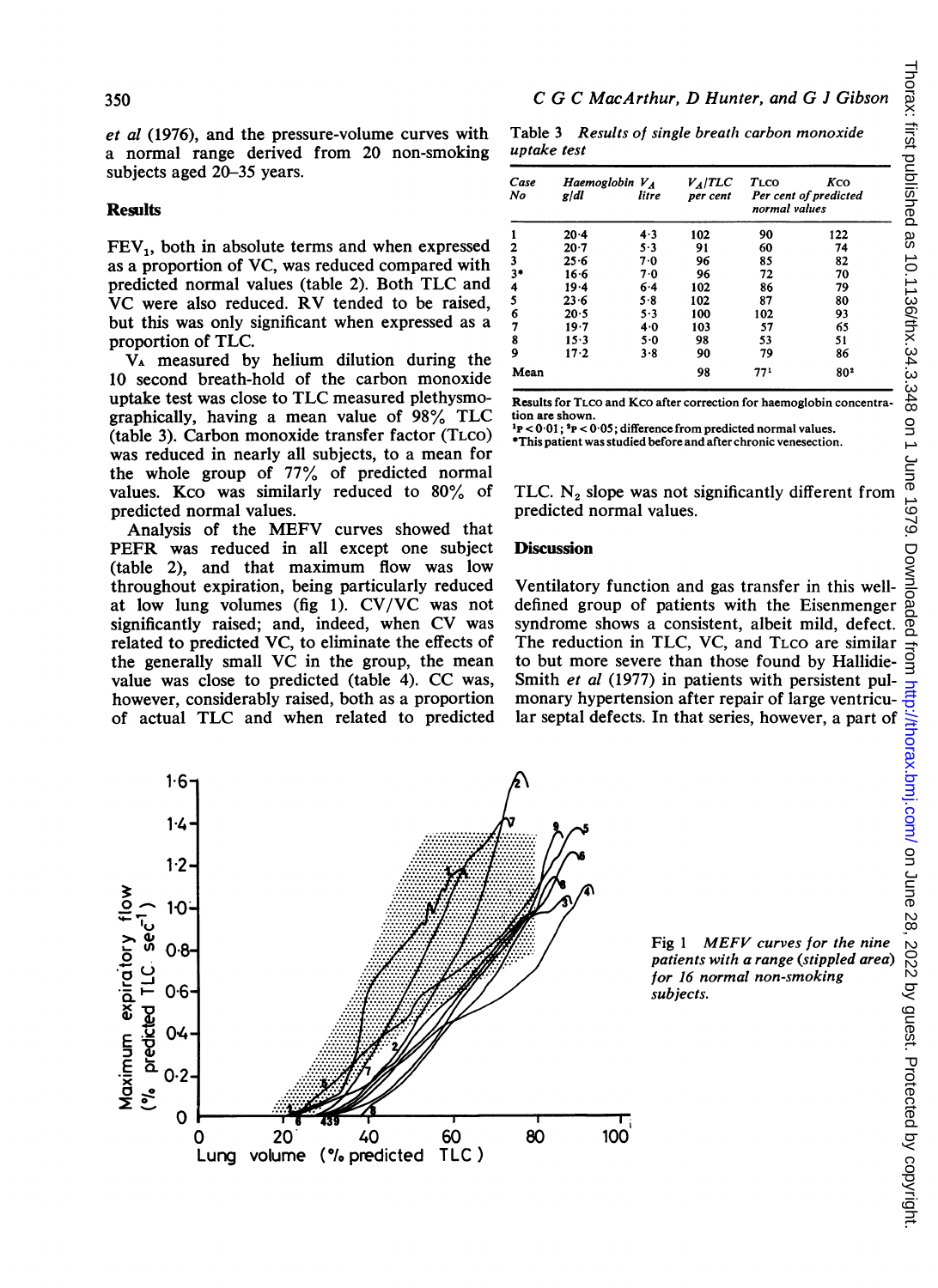et al (1976), and the pressure-volume curves with a normal range derived from 20 non-smoking subjects aged 20–35 years.

## Results

$FEV_1$, both in absolute terms and when expressed as a proportion of VC, was reduced compared with predicted normal values (table 2). Both TLC and VC were also reduced. RV tended to be raised, but this was only significant when expressed as a proportion of TLC.

$V_A$ measured by helium dilution during the 10 second breath-hold of the carbon monoxide uptake test was close to TLC measured plethysmographically, having a mean value of 98% TLC (table 3). Carbon monoxide transfer factor (TLCO) was reduced in nearly all subjects, to a mean for the whole group of 77% of predicted normal values. Kco was similarly reduced to 80% of predicted normal values.

Analysis of the MEFV curves showed that PEFR was reduced in all except one subject (table 2), and that maximum flow was low throughout expiration, being particularly reduced at low lung volumes (fig 1). CV/VC was not significantly raised; and, indeed, when CV was related to predicted VC, to eliminate the effects of the generally small VC in the group, the mean value was close to predicted (table 4). CC was, however, considerably raised, both as a proportion of actual TLC and when related to predicted TLC. $N_2$ slope was not significantly different from predicted normal values.

Table 3 *Results of single breath carbon monoxide uptake test*

| Case No | Haemoglobin g/dl | $V_A$ litre | $V_A$/TLC per cent | TLCO Per cent of predicted normal values | Kco |
|---|---|---|---|---|---|
| 1 | 20·4 | 4·3 | 102 | 90 | 122 |
| 2 | 20·7 | 5·3 | 91 | 60 | 74 |
| 3 | 25·6 | 7·0 | 96 | 85 | 82 |
| 3* | 16·6 | 7·0 | 96 | 72 | 70 |
| 4 | 19·4 | 6·4 | 102 | 86 | 79 |
| 5 | 23·6 | 5·8 | 102 | 87 | 80 |
| 6 | 20·5 | 5·3 | 100 | 102 | 93 |
| 7 | 19·7 | 4·0 | 103 | 57 | 65 |
| 8 | 15·3 | 5·0 | 98 | 53 | 51 |
| 9 | 17·2 | 3·8 | 90 | 79 | 86 |
| Mean | | | 98 | 77[1] | 80[2] |

Results for TLCO and KCO after correction for haemoglobin concentration are shown.
[1]$p < 0.01$; [2]$p < 0.05$; difference from predicted normal values.
*This patient was studied before and after chronic venesection.

## Discussion

Ventilatory function and gas transfer in this well-defined group of patients with the Eisenmenger syndrome shows a consistent, albeit mild, defect. The reduction in TLC, VC, and TLCO are similar to but more severe than those found by Hallidie-Smith *et al* (1977) in patients with persistent pulmonary hypertension after repair of large ventricular septal defects. In that series, however, a part of

Fig 1 *MEFV curves for the nine patients with a range (stippled area) for 16 normal non-smoking subjects.*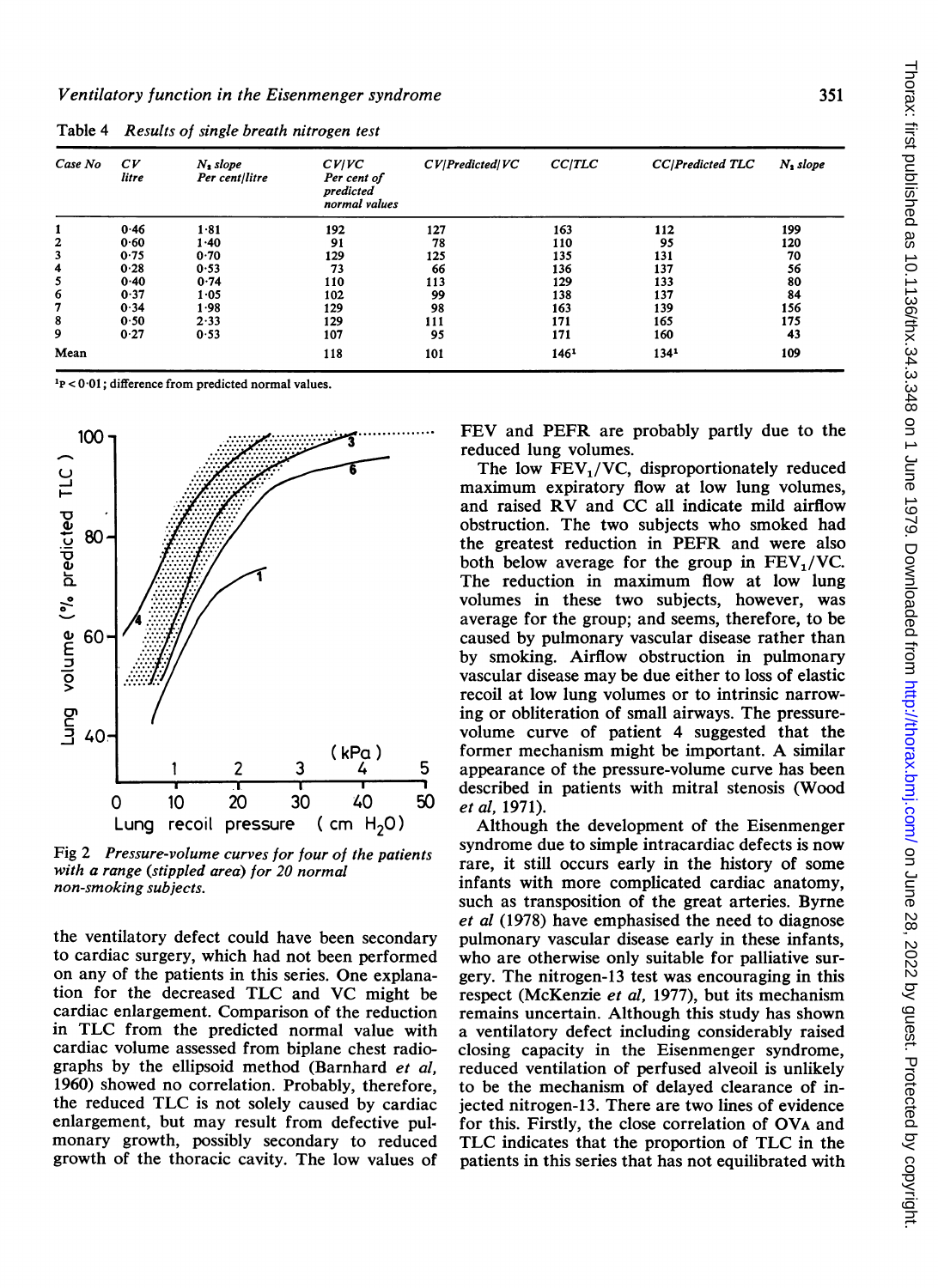Table 4 *Results of single breath nitrogen test*

| Case No | CV litre | $N_2$ slope Per cent/litre | CV/VC Per cent of predicted normal values | CV/Predicted VC | CC/TLC | CC/Predicted TLC | $N_2$ slope |
|---|---|---|---|---|---|---|---|
| 1 | 0·46 | 1·81 | 192 | 127 | 163 | 112 | 199 |
| 2 | 0·60 | 1·40 | 91 | 78 | 110 | 95 | 120 |
| 3 | 0·75 | 0·70 | 129 | 125 | 135 | 131 | 70 |
| 4 | 0·28 | 0·53 | 73 | 66 | 136 | 137 | 56 |
| 5 | 0·40 | 0·74 | 110 | 113 | 129 | 133 | 80 |
| 6 | 0·37 | 1·05 | 102 | 99 | 138 | 137 | 84 |
| 7 | 0·34 | 1·98 | 129 | 98 | 163 | 139 | 156 |
| 8 | 0·50 | 2·33 | 129 | 111 | 171 | 165 | 175 |
| 9 | 0·27 | 0·53 | 107 | 95 | 171 | 160 | 43 |
| Mean | | | 118 | 101 | 146[1] | 134[1] | 109 |

[1]$p < 0·01$; difference from predicted normal values.

Fig 2 *Pressure-volume curves for four of the patients with a range (stippled area) for 20 normal non-smoking subjects.*

the ventilatory defect could have been secondary to cardiac surgery, which had not been performed on any of the patients in this series. One explanation for the decreased TLC and VC might be cardiac enlargement. Comparison of the reduction in TLC from the predicted normal value with cardiac volume assessed from biplane chest radiographs by the ellipsoid method (Barnhard *et al*, 1960) showed no correlation. Probably, therefore, the reduced TLC is not solely caused by cardiac enlargement, but may result from defective pulmonary growth, possibly secondary to reduced growth of the thoracic cavity. The low values of FEV and PEFR are probably partly due to the reduced lung volumes.

The low $FEV_1/VC$, disproportionately reduced maximum expiratory flow at low lung volumes, and raised RV and CC all indicate mild airflow obstruction. The two subjects who smoked had the greatest reduction in PEFR and were also both below average for the group in $FEV_1/VC$. The reduction in maximum flow at low lung volumes in these two subjects, however, was average for the group; and seems, therefore, to be caused by pulmonary vascular disease rather than by smoking. Airflow obstruction in pulmonary vascular disease may be due either to loss of elastic recoil at low lung volumes or to intrinsic narrowing or obliteration of small airways. The pressure-volume curve of patient 4 suggested that the former mechanism might be important. A similar appearance of the pressure-volume curve has been described in patients with mitral stenosis (Wood *et al*, 1971).

Although the development of the Eisenmenger syndrome due to simple intracardiac defects is now rare, it still occurs early in the history of some infants with more complicated cardiac anatomy, such as transposition of the great arteries. Byrne *et al* (1978) have emphasised the need to diagnose pulmonary vascular disease early in these infants, who are otherwise only suitable for palliative surgery. The nitrogen-13 test was encouraging in this respect (McKenzie *et al*, 1977), but its mechanism remains uncertain. Although this study has shown a ventilatory defect including considerably raised closing capacity in the Eisenmenger syndrome, reduced ventilation of perfused alveoil is unlikely to be the mechanism of delayed clearance of injected nitrogen-13. There are two lines of evidence for this. Firstly, the close correlation of $OV_A$ and TLC indicates that the proportion of TLC in the patients in this series that has not equilibrated with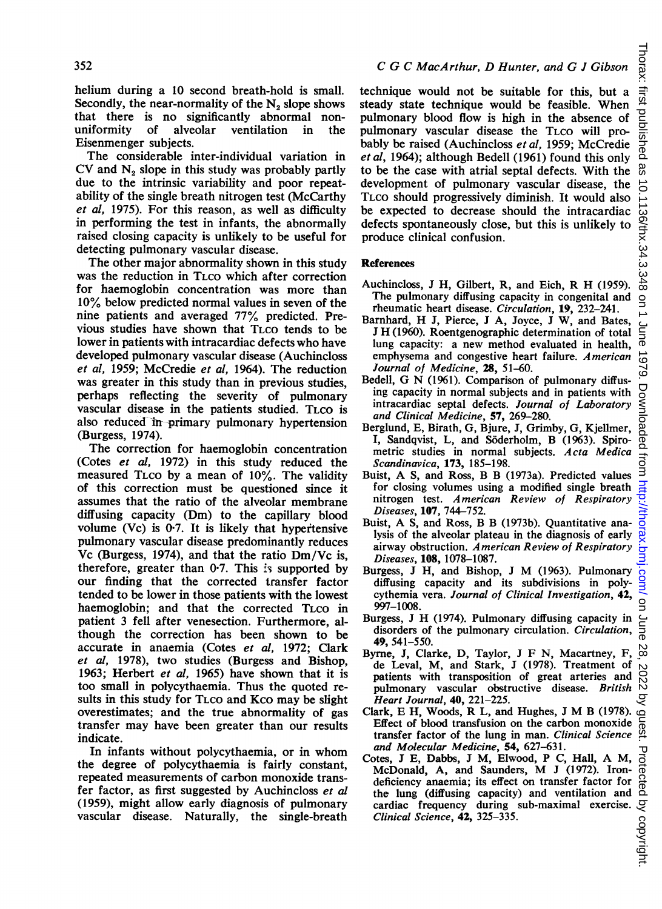helium during a 10 second breath-hold is small. Secondly, the near-normality of the $N_2$ slope shows that there is no significantly abnormal non-uniformity of alveolar ventilation in the Eisenmenger subjects.

The considerable inter-individual variation in CV and $N_2$ slope in this study was probably partly due to the intrinsic variability and poor repeatability of the single breath nitrogen test (McCarthy *et al*, 1975). For this reason, as well as difficulty in performing the test in infants, the abnormally raised closing capacity is unlikely to be useful for detecting pulmonary vascular disease.

The other major abnormality shown in this study was the reduction in $T_{LCO}$ which after correction for haemoglobin concentration was more than 10% below predicted normal values in seven of the nine patients and averaged 77% predicted. Previous studies have shown that $T_{LCO}$ tends to be lower in patients with intracardiac defects who have developed pulmonary vascular disease (Auchincloss *et al*, 1959; McCredie *et al*, 1964). The reduction was greater in this study than in previous studies, perhaps reflecting the severity of pulmonary vascular disease in the patients studied. $T_{LCO}$ is also reduced in primary pulmonary hypertension (Burgess, 1974).

The correction for haemoglobin concentration (Cotes *et al*, 1972) in this study reduced the measured $T_{LCO}$ by a mean of 10%. The validity of this correction must be questioned since it assumes that the ratio of the alveolar membrane diffusing capacity (Dm) to the capillary blood volume (Vc) is 0·7. It is likely that hypertensive pulmonary vascular disease predominantly reduces Vc (Burgess, 1974), and that the ratio Dm/Vc is, therefore, greater than 0·7. This is supported by our finding that the corrected transfer factor tended to be lower in those patients with the lowest haemoglobin; and that the corrected $T_{LCO}$ in patient 3 fell after venesection. Furthermore, although the correction has been shown to be accurate in anaemia (Cotes *et al*, 1972; Clark *et al*, 1978), two studies (Burgess and Bishop, 1963; Herbert *et al*, 1965) have shown that it is too small in polycythaemia. Thus the quoted results in this study for $T_{LCO}$ and Kco may be slight overestimates; and the true abnormality of gas transfer may have been greater than our results indicate.

In infants without polycythaemia, or in whom the degree of polycythaemia is fairly constant, repeated measurements of carbon monoxide transfer factor, as first suggested by Auchincloss *et al* (1959), might allow early diagnosis of pulmonary vascular disease. Naturally, the single-breath technique would not be suitable for this, but a steady state technique would be feasible. When pulmonary blood flow is high in the absence of pulmonary vascular disease the $T_{LCO}$ will probably be raised (Auchincloss *et al*, 1959; McCredie *et al*, 1964); although Bedell (1961) found this only to be the case with atrial septal defects. With the development of pulmonary vascular disease, the $T_{LCO}$ should progressively diminish. It would also be expected to decrease should the intracardiac defects spontaneously close, but this is unlikely to produce clinical confusion.

## References

Auchincloss, J H, Gilbert, R, and Eich, R H (1959). The pulmonary diffusing capacity in congenital and rheumatic heart disease. *Circulation*, **19**, 232–241.

Barnhard, H J, Pierce, J A, Joyce, J W, and Bates, J H (1960). Roentgenographic determination of total lung capacity: a new method evaluated in health, emphysema and congestive heart failure. *American Journal of Medicine*, **28**, 51–60.

Bedell, G N (1961). Comparison of pulmonary diffusing capacity in normal subjects and in patients with intracardiac septal defects. *Journal of Laboratory and Clinical Medicine*, **57**, 269–280.

Berglund, E, Birath, G, Bjure, J, Grimby, G, Kjellmer, I, Sandqvist, L, and Söderholm, B (1963). Spirometric studies in normal subjects. *Acta Medica Scandinavica*, **173**, 185–198.

Buist, A S, and Ross, B B (1973a). Predicted values for closing volumes using a modified single breath nitrogen test. *American Review of Respiratory Diseases*, **107**, 744–752.

Buist, A S, and Ross, B B (1973b). Quantitative analysis of the alveolar plateau in the diagnosis of early airway obstruction. *American Review of Respiratory Diseases*, **108**, 1078–1087.

Burgess, J H, and Bishop, J M (1963). Pulmonary diffusing capacity and its subdivisions in polycythemia vera. *Journal of Clinical Investigation*, **42**, 997–1008.

Burgess, J H (1974). Pulmonary diffusing capacity in disorders of the pulmonary circulation. *Circulation*, **49**, 541–550.

Byrne, J, Clarke, D, Taylor, J F N, Macartney, F, de Leval, M, and Stark, J (1978). Treatment of patients with transposition of great arteries and pulmonary vascular obstructive disease. *British Heart Journal*, **40**, 221–225.

Clark, E H, Woods, R L, and Hughes, J M B (1978). Effect of blood transfusion on the carbon monoxide transfer factor of the lung in man. *Clinical Science and Molecular Medicine*, **54**, 627–631.

Cotes, J E, Dabbs, J M, Elwood, P C, Hall, A M, McDonald, A, and Saunders, M J (1972). Iron-deficiency anaemia; its effect on transfer factor for the lung (diffusing capacity) and ventilation and cardiac frequency during sub-maximal exercise. *Clinical Science*, **42**, 325–335.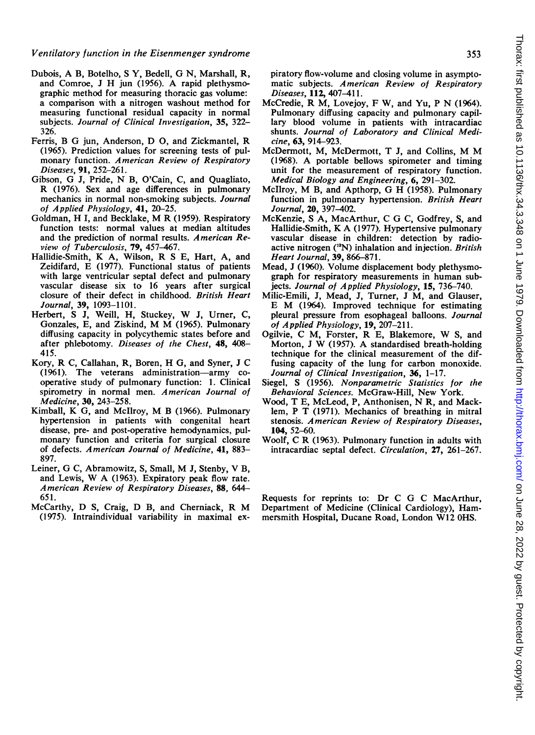Dubois, A B, Botelho, S Y, Bedell, G N, Marshall, R, and Comroe, J H jun (1956). A rapid plethysmographic method for measuring thoracic gas volume: a comparison with a nitrogen washout method for measuring functional residual capacity in normal subjects. *Journal of Clinical Investigation*, **35**, 322–326.

Ferris, B G jun, Anderson, D O, and Zickmantel, R (1965). Prediction values for screening tests of pulmonary function. *American Review of Respiratory Diseases*, **91**, 252–261.

Gibson, G J, Pride, N B, O'Cain, C, and Quagliato, R (1976). Sex and age differences in pulmonary mechanics in normal non-smoking subjects. *Journal of Applied Physiology*, **41**, 20–25.

Goldman, H I, and Becklake, M R (1959). Respiratory function tests: normal values at median altitudes and the prediction of normal results. *American Review of Tuberculosis*, **79**, 457–467.

Hallidie-Smith, K A, Wilson, R S E, Hart, A, and Zeidifard, E (1977). Functional status of patients with large ventricular septal defect and pulmonary vascular disease six to 16 years after surgical closure of their defect in childhood. *British Heart Journal*, **39**, 1093–1101.

Herbert, S J, Weill, H, Stuckey, W J, Urner, C, Gonzales, E, and Ziskind, M M (1965). Pulmonary diffusing capacity in polycythemic states before and after phlebotomy. *Diseases of the Chest*, **48**, 408–415.

Kory, R C, Callahan, R, Boren, H G, and Syner, J C (1961). The veterans administration—army cooperative study of pulmonary function: 1. Clinical spirometry in normal men. *American Journal of Medicine*, **30**, 243–258.

Kimball, K G, and McIlroy, M B (1966). Pulmonary hypertension in patients with congenital heart disease, pre- and post-operative hemodynamics, pulmonary function and criteria for surgical closure of defects. *American Journal of Medicine*, **41**, 883–897.

Leiner, G C, Abramowitz, S, Small, M J, Stenby, V B, and Lewis, W A (1963). Expiratory peak flow rate. *American Review of Respiratory Diseases*, **88**, 644–651.

McCarthy, D S, Craig, D B, and Cherniack, R M (1975). Intraindividual variability in maximal expiratory flow-volume and closing volume in asymptomatic subjects. *American Review of Respiratory Diseases*, **112**, 407–411.

McCredie, R M, Lovejoy, F W, and Yu, P N (1964). Pulmonary diffusing capacity and pulmonary capillary blood volume in patients with intracardiac shunts. *Journal of Laboratory and Clinical Medicine*, **63**, 914–923.

McDermott, M, McDermott, T J, and Collins, M M (1968). A portable bellows spirometer and timing unit for the measurement of respiratory function. *Medical Biology and Engineering*, **6**, 291–302.

McIlroy, M B, and Apthorp, G H (1958). Pulmonary function in pulmonary hypertension. *British Heart Journal*, **20**, 397–402.

McKenzie, S A, MacArthur, C G C, Godfrey, S, and Hallidie-Smith, K A (1977). Hypertensive pulmonary vascular disease in children: detection by radioactive nitrogen ($^{13}$N) inhalation and injection. *British Heart Journal*, **39**, 866–871.

Mead, J (1960). Volume displacement body plethysmograph for respiratory measurements in human subjects. *Journal of Applied Physiology*, **15**, 736–740.

Milic-Emili, J, Mead, J, Turner, J M, and Glauser, E M (1964). Improved technique for estimating pleural pressure from esophageal balloons. *Journal of Applied Physiology*, **19**, 207–211.

Ogilvie, C M, Forster, R E, Blakemore, W S, and Morton, J W (1957). A standardised breath-holding technique for the clinical measurement of the diffusing capacity of the lung for carbon monoxide. *Journal of Clinical Investigation*, **36**, 1–17.

Siegel, S (1956). *Nonparametric Statistics for the Behavioral Sciences*. McGraw-Hill, New York.

Wood, T E, McLeod, P, Anthonisen, N R, and Macklem, P T (1971). Mechanics of breathing in mitral stenosis. *American Review of Respiratory Diseases*, **104**, 52–60.

Woolf, C R (1963). Pulmonary function in adults with intracardiac septal defect. *Circulation*, **27**, 261–267.

Requests for reprints to: Dr C G C MacArthur, Department of Medicine (Clinical Cardiology), Hammersmith Hospital, Ducane Road, London W12 0HS.